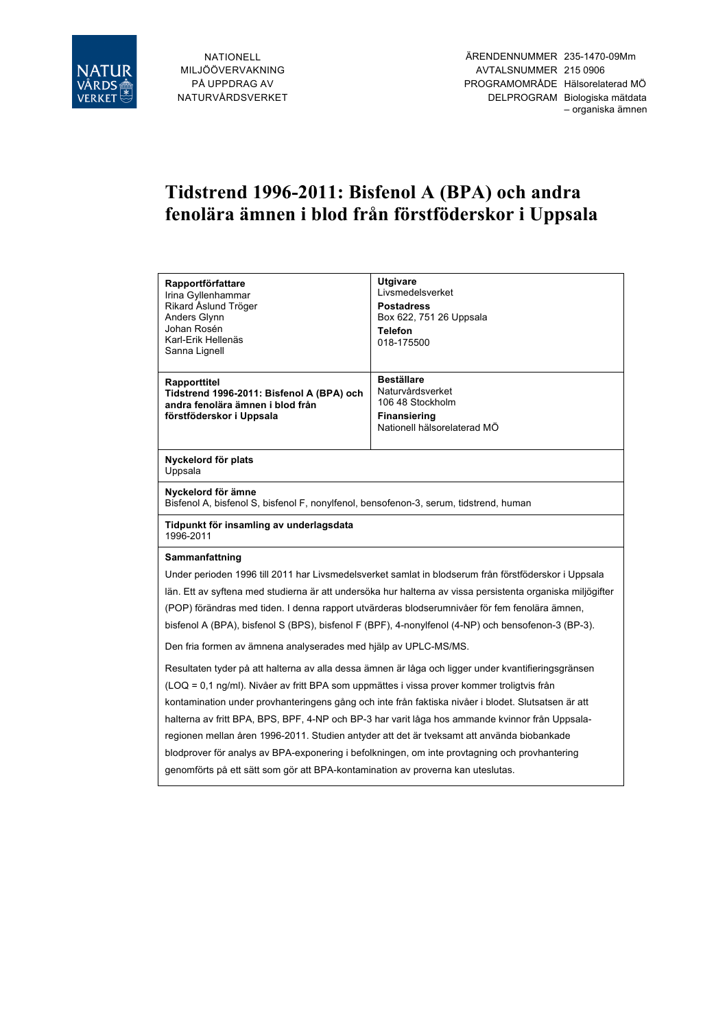NATIONELL MILJÖÖVERVAKNING PÅ UPPDRAG AV NATURVÅRDSVERKET

| | |
|---|---|
| ÄRENDENNUMMER | 235-1470-09Mm |
| AVTALSNUMMER | 215 0906 |
| PROGRAMOMRÅDE | Hälsorelaterad MÖ |
| DELPROGRAM | Biologiska mätdata – organiska ämnen |

# Tidstrend 1996-2011: Bisfenol A (BPA) och andra fenolära ämnen i blod från förstföderskor i Uppsala

**Rapportförfattare**
Irina Gyllenhammar
Rikard Åslund Tröger
Anders Glynn
Johan Rosén
Karl-Erik Hellenäs
Sanna Lignell

**Utgivare**
Livsmedelsverket

**Postadress**
Box 622, 751 26 Uppsala

**Telefon**
018-175500

**Rapporttitel**
**Tidstrend 1996-2011: Bisfenol A (BPA) och andra fenolära ämnen i blod från förstföderskor i Uppsala**

**Beställare**
Naturvårdsverket
106 48 Stockholm

**Finansiering**
Nationell hälsorelaterad MÖ

**Nyckelord för plats**
Uppsala

**Nyckelord för ämne**
Bisfenol A, bisfenol S, bisfenol F, nonylfenol, bensofenon-3, serum, tidstrend, human

**Tidpunkt för insamling av underlagsdata**
1996-2011

**Sammanfattning**

Under perioden 1996 till 2011 har Livsmedelsverket samlat in blodserum från förstföderskor i Uppsala län. Ett av syftena med studierna är att undersöka hur halterna av vissa persistenta organiska miljögifter (POP) förändras med tiden. I denna rapport utvärderas blodserumnivåer för fem fenolära ämnen, bisfenol A (BPA), bisfenol S (BPS), bisfenol F (BPF), 4-nonylfenol (4-NP) och bensofenon-3 (BP-3).

Den fria formen av ämnena analyserades med hjälp av UPLC-MS/MS.

Resultaten tyder på att halterna av alla dessa ämnen är låga och ligger under kvantifieringsgränsen (LOQ = 0,1 ng/ml). Nivåer av fritt BPA som uppmättes i vissa prover kommer troligtvis från kontamination under provhanteringens gång och inte från faktiska nivåer i blodet. Slutsatsen är att halterna av fritt BPA, BPS, BPF, 4-NP och BP-3 har varit låga hos ammande kvinnor från Uppsala-regionen mellan åren 1996-2011. Studien antyder att det är tveksamt att använda biobankade blodprover för analys av BPA-exponering i befolkningen, om inte provtagning och provhantering genomförts på ett sätt som gör att BPA-kontamination av proverna kan uteslutas.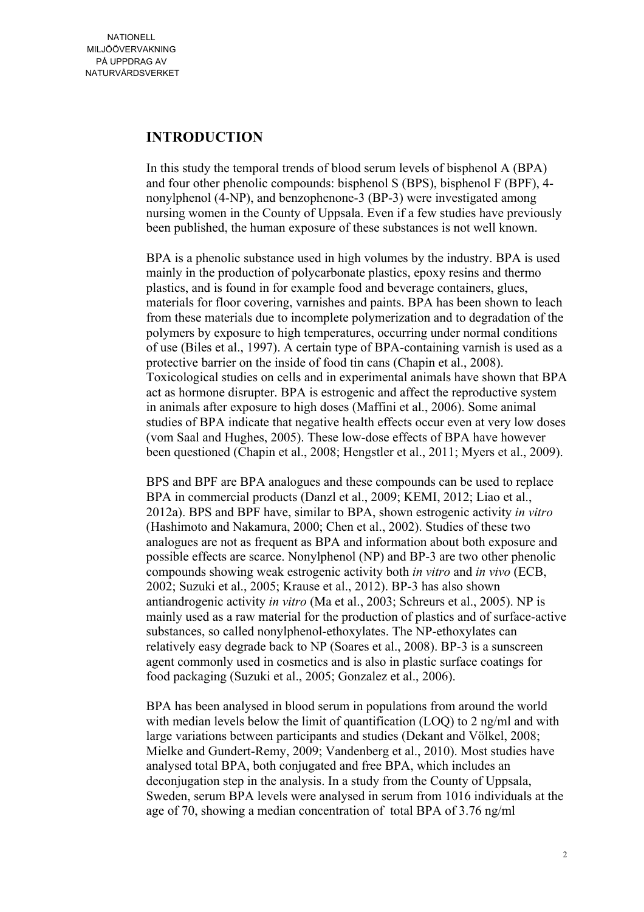## INTRODUCTION

In this study the temporal trends of blood serum levels of bisphenol A (BPA) and four other phenolic compounds: bisphenol S (BPS), bisphenol F (BPF), 4-nonylphenol (4-NP), and benzophenone-3 (BP-3) were investigated among nursing women in the County of Uppsala. Even if a few studies have previously been published, the human exposure of these substances is not well known.

BPA is a phenolic substance used in high volumes by the industry. BPA is used mainly in the production of polycarbonate plastics, epoxy resins and thermo plastics, and is found in for example food and beverage containers, glues, materials for floor covering, varnishes and paints. BPA has been shown to leach from these materials due to incomplete polymerization and to degradation of the polymers by exposure to high temperatures, occurring under normal conditions of use (Biles et al., 1997). A certain type of BPA-containing varnish is used as a protective barrier on the inside of food tin cans (Chapin et al., 2008). Toxicological studies on cells and in experimental animals have shown that BPA act as hormone disrupter. BPA is estrogenic and affect the reproductive system in animals after exposure to high doses (Maffini et al., 2006). Some animal studies of BPA indicate that negative health effects occur even at very low doses (vom Saal and Hughes, 2005). These low-dose effects of BPA have however been questioned (Chapin et al., 2008; Hengstler et al., 2011; Myers et al., 2009).

BPS and BPF are BPA analogues and these compounds can be used to replace BPA in commercial products (Danzl et al., 2009; KEMI, 2012; Liao et al., 2012a). BPS and BPF have, similar to BPA, shown estrogenic activity *in vitro* (Hashimoto and Nakamura, 2000; Chen et al., 2002). Studies of these two analogues are not as frequent as BPA and information about both exposure and possible effects are scarce. Nonylphenol (NP) and BP-3 are two other phenolic compounds showing weak estrogenic activity both *in vitro* and *in vivo* (ECB, 2002; Suzuki et al., 2005; Krause et al., 2012). BP-3 has also shown antiandrogenic activity *in vitro* (Ma et al., 2003; Schreurs et al., 2005). NP is mainly used as a raw material for the production of plastics and of surface-active substances, so called nonylphenol-ethoxylates. The NP-ethoxylates can relatively easy degrade back to NP (Soares et al., 2008). BP-3 is a sunscreen agent commonly used in cosmetics and is also in plastic surface coatings for food packaging (Suzuki et al., 2005; Gonzalez et al., 2006).

BPA has been analysed in blood serum in populations from around the world with median levels below the limit of quantification (LOQ) to 2 ng/ml and with large variations between participants and studies (Dekant and Völkel, 2008; Mielke and Gundert-Remy, 2009; Vandenberg et al., 2010). Most studies have analysed total BPA, both conjugated and free BPA, which includes an deconjugation step in the analysis. In a study from the County of Uppsala, Sweden, serum BPA levels were analysed in serum from 1016 individuals at the age of 70, showing a median concentration of total BPA of 3.76 ng/ml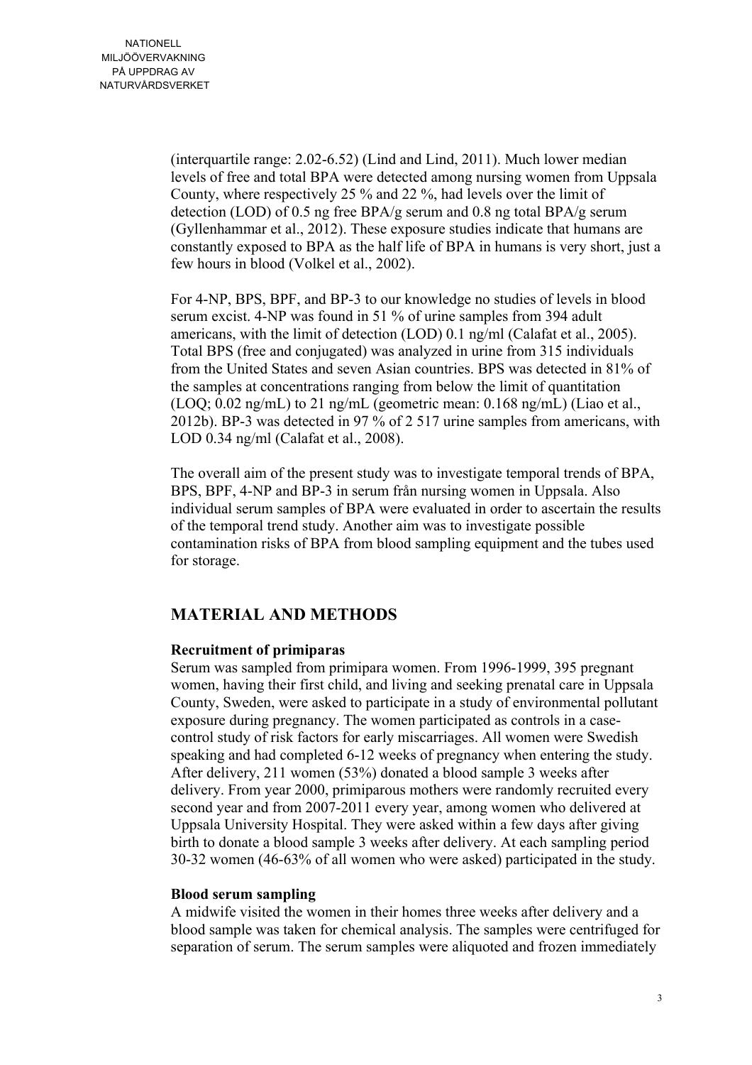(interquartile range: 2.02-6.52) (Lind and Lind, 2011). Much lower median levels of free and total BPA were detected among nursing women from Uppsala County, where respectively 25 % and 22 %, had levels over the limit of detection (LOD) of 0.5 ng free BPA/g serum and 0.8 ng total BPA/g serum (Gyllenhammar et al., 2012). These exposure studies indicate that humans are constantly exposed to BPA as the half life of BPA in humans is very short, just a few hours in blood (Volkel et al., 2002).

For 4-NP, BPS, BPF, and BP-3 to our knowledge no studies of levels in blood serum excist. 4-NP was found in 51 % of urine samples from 394 adult americans, with the limit of detection (LOD) 0.1 ng/ml (Calafat et al., 2005). Total BPS (free and conjugated) was analyzed in urine from 315 individuals from the United States and seven Asian countries. BPS was detected in 81% of the samples at concentrations ranging from below the limit of quantitation (LOQ; 0.02 ng/mL) to 21 ng/mL (geometric mean: 0.168 ng/mL) (Liao et al., 2012b). BP-3 was detected in 97 % of 2 517 urine samples from americans, with LOD 0.34 ng/ml (Calafat et al., 2008).

The overall aim of the present study was to investigate temporal trends of BPA, BPS, BPF, 4-NP and BP-3 in serum från nursing women in Uppsala. Also individual serum samples of BPA were evaluated in order to ascertain the results of the temporal trend study. Another aim was to investigate possible contamination risks of BPA from blood sampling equipment and the tubes used for storage.

## MATERIAL AND METHODS

**Recruitment of primiparas**

Serum was sampled from primipara women. From 1996-1999, 395 pregnant women, having their first child, and living and seeking prenatal care in Uppsala County, Sweden, were asked to participate in a study of environmental pollutant exposure during pregnancy. The women participated as controls in a case-control study of risk factors for early miscarriages. All women were Swedish speaking and had completed 6-12 weeks of pregnancy when entering the study. After delivery, 211 women (53%) donated a blood sample 3 weeks after delivery. From year 2000, primiparous mothers were randomly recruited every second year and from 2007-2011 every year, among women who delivered at Uppsala University Hospital. They were asked within a few days after giving birth to donate a blood sample 3 weeks after delivery. At each sampling period 30-32 women (46-63% of all women who were asked) participated in the study.

**Blood serum sampling**

A midwife visited the women in their homes three weeks after delivery and a blood sample was taken for chemical analysis. The samples were centrifuged for separation of serum. The serum samples were aliquoted and frozen immediately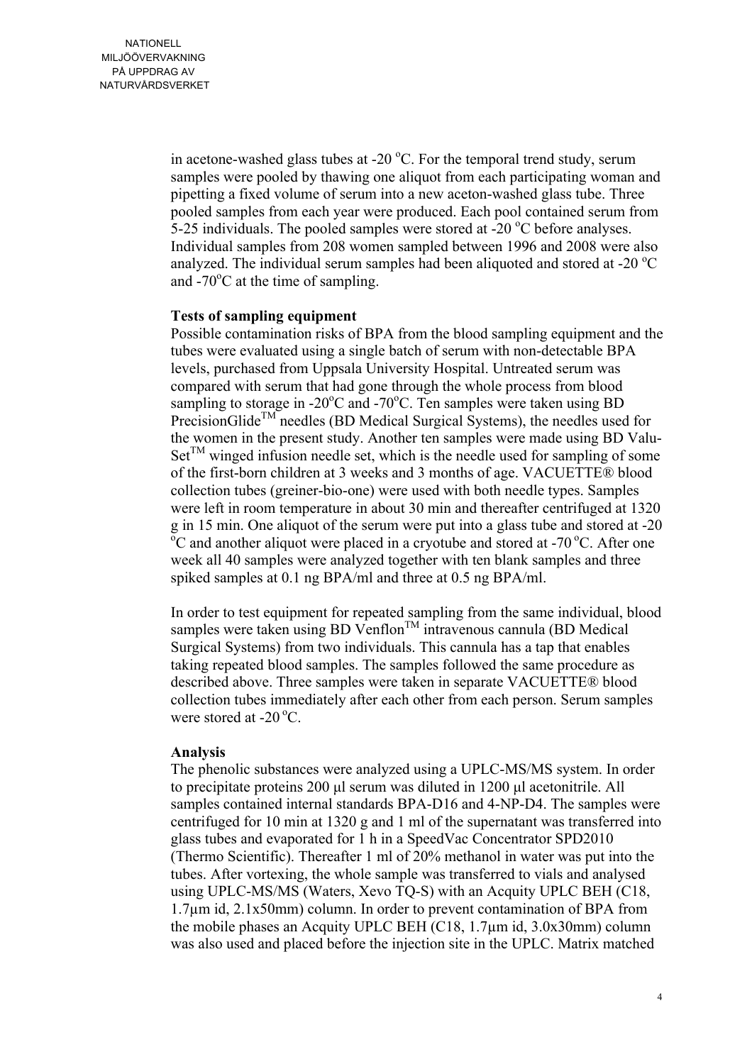in acetone-washed glass tubes at -20 $^{o}$C. For the temporal trend study, serum samples were pooled by thawing one aliquot from each participating woman and pipetting a fixed volume of serum into a new aceton-washed glass tube. Three pooled samples from each year were produced. Each pool contained serum from 5-25 individuals. The pooled samples were stored at -20 $^{o}$C before analyses. Individual samples from 208 women sampled between 1996 and 2008 were also analyzed. The individual serum samples had been aliquoted and stored at -20 $^{o}$C and -70$^{o}$C at the time of sampling.

**Tests of sampling equipment**

Possible contamination risks of BPA from the blood sampling equipment and the tubes were evaluated using a single batch of serum with non-detectable BPA levels, purchased from Uppsala University Hospital. Untreated serum was compared with serum that had gone through the whole process from blood sampling to storage in -20$^{o}$C and -70$^{o}$C. Ten samples were taken using BD PrecisionGlide™ needles (BD Medical Surgical Systems), the needles used for the women in the present study. Another ten samples were made using BD Valu-Set™ winged infusion needle set, which is the needle used for sampling of some of the first-born children at 3 weeks and 3 months of age. VACUETTE® blood collection tubes (greiner-bio-one) were used with both needle types. Samples were left in room temperature in about 30 min and thereafter centrifuged at 1320 g in 15 min. One aliquot of the serum were put into a glass tube and stored at -20 $^{o}$C and another aliquot were placed in a cryotube and stored at -70 $^{o}$C. After one week all 40 samples were analyzed together with ten blank samples and three spiked samples at 0.1 ng BPA/ml and three at 0.5 ng BPA/ml.

In order to test equipment for repeated sampling from the same individual, blood samples were taken using BD Venflon™ intravenous cannula (BD Medical Surgical Systems) from two individuals. This cannula has a tap that enables taking repeated blood samples. The samples followed the same procedure as described above. Three samples were taken in separate VACUETTE® blood collection tubes immediately after each other from each person. Serum samples were stored at -20 $^{o}$C.

**Analysis**

The phenolic substances were analyzed using a UPLC-MS/MS system. In order to precipitate proteins 200 µl serum was diluted in 1200 µl acetonitrile. All samples contained internal standards BPA-D16 and 4-NP-D4. The samples were centrifuged for 10 min at 1320 g and 1 ml of the supernatant was transferred into glass tubes and evaporated for 1 h in a SpeedVac Concentrator SPD2010 (Thermo Scientific). Thereafter 1 ml of 20% methanol in water was put into the tubes. After vortexing, the whole sample was transferred to vials and analysed using UPLC-MS/MS (Waters, Xevo TQ-S) with an Acquity UPLC BEH (C18, 1.7µm id, 2.1x50mm) column. In order to prevent contamination of BPA from the mobile phases an Acquity UPLC BEH (C18, 1.7µm id, 3.0x30mm) column was also used and placed before the injection site in the UPLC. Matrix matched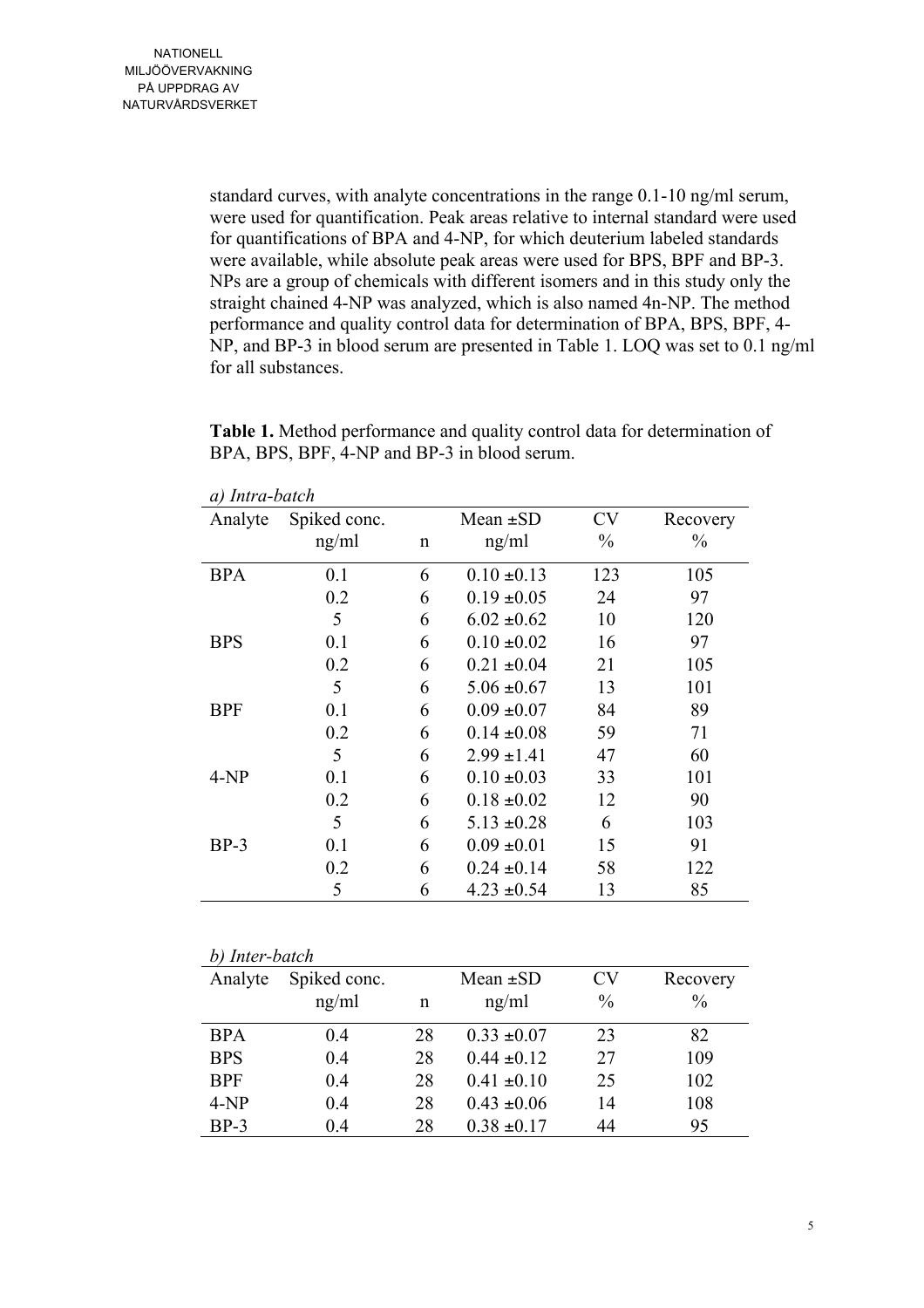standard curves, with analyte concentrations in the range 0.1-10 ng/ml serum, were used for quantification. Peak areas relative to internal standard were used for quantifications of BPA and 4-NP, for which deuterium labeled standards were available, while absolute peak areas were used for BPS, BPF and BP-3. NPs are a group of chemicals with different isomers and in this study only the straight chained 4-NP was analyzed, which is also named 4n-NP. The method performance and quality control data for determination of BPA, BPS, BPF, 4-NP, and BP-3 in blood serum are presented in Table 1. LOQ was set to 0.1 ng/ml for all substances.

**Table 1.** Method performance and quality control data for determination of BPA, BPS, BPF, 4-NP and BP-3 in blood serum.

*a) Intra-batch*

| Analyte | Spiked conc. ng/ml | n | Mean ±SD ng/ml | CV % | Recovery % |
|---|---|---|---|---|---|
| BPA | 0.1 | 6 | 0.10 ±0.13 | 123 | 105 |
| | 0.2 | 6 | 0.19 ±0.05 | 24 | 97 |
| | 5 | 6 | 6.02 ±0.62 | 10 | 120 |
| BPS | 0.1 | 6 | 0.10 ±0.02 | 16 | 97 |
| | 0.2 | 6 | 0.21 ±0.04 | 21 | 105 |
| | 5 | 6 | 5.06 ±0.67 | 13 | 101 |
| BPF | 0.1 | 6 | 0.09 ±0.07 | 84 | 89 |
| | 0.2 | 6 | 0.14 ±0.08 | 59 | 71 |
| | 5 | 6 | 2.99 ±1.41 | 47 | 60 |
| 4-NP | 0.1 | 6 | 0.10 ±0.03 | 33 | 101 |
| | 0.2 | 6 | 0.18 ±0.02 | 12 | 90 |
| | 5 | 6 | 5.13 ±0.28 | 6 | 103 |
| BP-3 | 0.1 | 6 | 0.09 ±0.01 | 15 | 91 |
| | 0.2 | 6 | 0.24 ±0.14 | 58 | 122 |
| | 5 | 6 | 4.23 ±0.54 | 13 | 85 |

*b) Inter-batch*

| Analyte | Spiked conc. ng/ml | n | Mean ±SD ng/ml | CV % | Recovery % |
|---|---|---|---|---|---|
| BPA | 0.4 | 28 | 0.33 ±0.07 | 23 | 82 |
| BPS | 0.4 | 28 | 0.44 ±0.12 | 27 | 109 |
| BPF | 0.4 | 28 | 0.41 ±0.10 | 25 | 102 |
| 4-NP | 0.4 | 28 | 0.43 ±0.06 | 14 | 108 |
| BP-3 | 0.4 | 28 | 0.38 ±0.17 | 44 | 95 |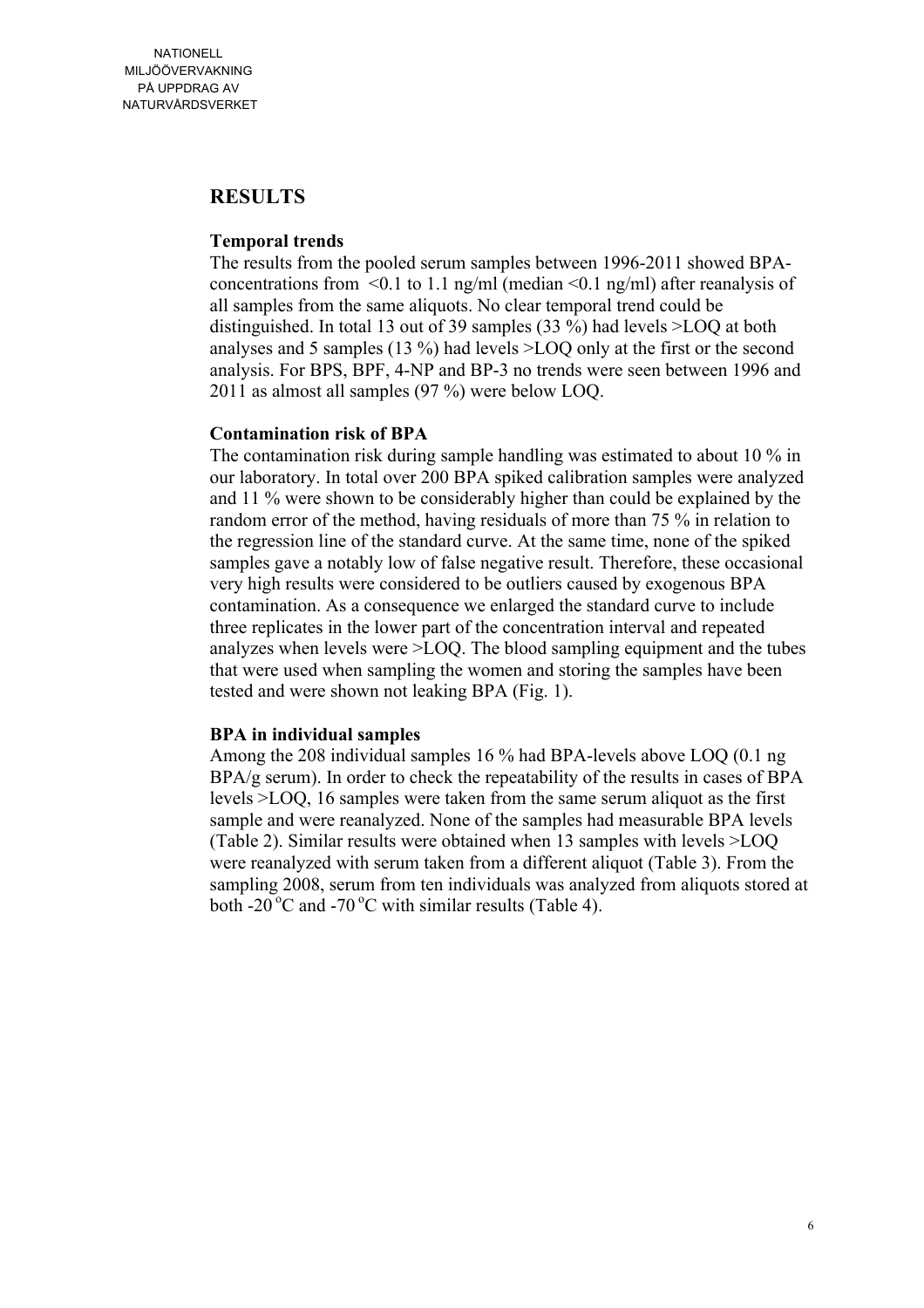## RESULTS

### Temporal trends

The results from the pooled serum samples between 1996-2011 showed BPA-concentrations from <0.1 to 1.1 ng/ml (median <0.1 ng/ml) after reanalysis of all samples from the same aliquots. No clear temporal trend could be distinguished. In total 13 out of 39 samples (33 %) had levels >LOQ at both analyses and 5 samples (13 %) had levels >LOQ only at the first or the second analysis. For BPS, BPF, 4-NP and BP-3 no trends were seen between 1996 and 2011 as almost all samples (97 %) were below LOQ.

### Contamination risk of BPA

The contamination risk during sample handling was estimated to about 10 % in our laboratory. In total over 200 BPA spiked calibration samples were analyzed and 11 % were shown to be considerably higher than could be explained by the random error of the method, having residuals of more than 75 % in relation to the regression line of the standard curve. At the same time, none of the spiked samples gave a notably low of false negative result. Therefore, these occasional very high results were considered to be outliers caused by exogenous BPA contamination. As a consequence we enlarged the standard curve to include three replicates in the lower part of the concentration interval and repeated analyzes when levels were >LOQ. The blood sampling equipment and the tubes that were used when sampling the women and storing the samples have been tested and were shown not leaking BPA (Fig. 1).

### BPA in individual samples

Among the 208 individual samples 16 % had BPA-levels above LOQ (0.1 ng BPA/g serum). In order to check the repeatability of the results in cases of BPA levels >LOQ, 16 samples were taken from the same serum aliquot as the first sample and were reanalyzed. None of the samples had measurable BPA levels (Table 2). Similar results were obtained when 13 samples with levels >LOQ were reanalyzed with serum taken from a different aliquot (Table 3). From the sampling 2008, serum from ten individuals was analyzed from aliquots stored at both -20 $^{o}$C and -70 $^{o}$C with similar results (Table 4).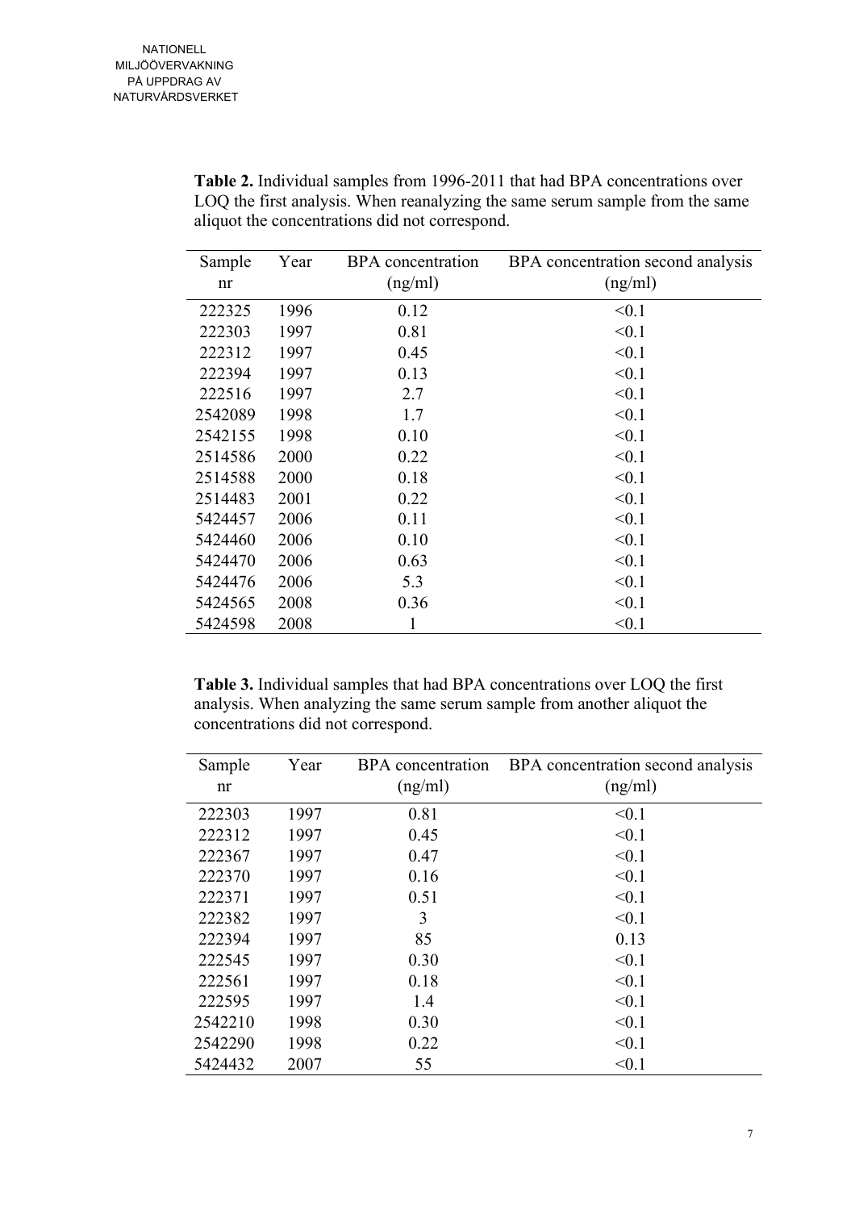**Table 2.** Individual samples from 1996-2011 that had BPA concentrations over LOQ the first analysis. When reanalyzing the same serum sample from the same aliquot the concentrations did not correspond.

| Sample nr | Year | BPA concentration (ng/ml) | BPA concentration second analysis (ng/ml) |
|---|---|---|---|
| 222325 | 1996 | 0.12 | <0.1 |
| 222303 | 1997 | 0.81 | <0.1 |
| 222312 | 1997 | 0.45 | <0.1 |
| 222394 | 1997 | 0.13 | <0.1 |
| 222516 | 1997 | 2.7 | <0.1 |
| 2542089 | 1998 | 1.7 | <0.1 |
| 2542155 | 1998 | 0.10 | <0.1 |
| 2514586 | 2000 | 0.22 | <0.1 |
| 2514588 | 2000 | 0.18 | <0.1 |
| 2514483 | 2001 | 0.22 | <0.1 |
| 5424457 | 2006 | 0.11 | <0.1 |
| 5424460 | 2006 | 0.10 | <0.1 |
| 5424470 | 2006 | 0.63 | <0.1 |
| 5424476 | 2006 | 5.3 | <0.1 |
| 5424565 | 2008 | 0.36 | <0.1 |
| 5424598 | 2008 | 1 | <0.1 |

**Table 3.** Individual samples that had BPA concentrations over LOQ the first analysis. When analyzing the same serum sample from another aliquot the concentrations did not correspond.

| Sample nr | Year | BPA concentration (ng/ml) | BPA concentration second analysis (ng/ml) |
|---|---|---|---|
| 222303 | 1997 | 0.81 | <0.1 |
| 222312 | 1997 | 0.45 | <0.1 |
| 222367 | 1997 | 0.47 | <0.1 |
| 222370 | 1997 | 0.16 | <0.1 |
| 222371 | 1997 | 0.51 | <0.1 |
| 222382 | 1997 | 3 | <0.1 |
| 222394 | 1997 | 85 | 0.13 |
| 222545 | 1997 | 0.30 | <0.1 |
| 222561 | 1997 | 0.18 | <0.1 |
| 222595 | 1997 | 1.4 | <0.1 |
| 2542210 | 1998 | 0.30 | <0.1 |
| 2542290 | 1998 | 0.22 | <0.1 |
| 5424432 | 2007 | 55 | <0.1 |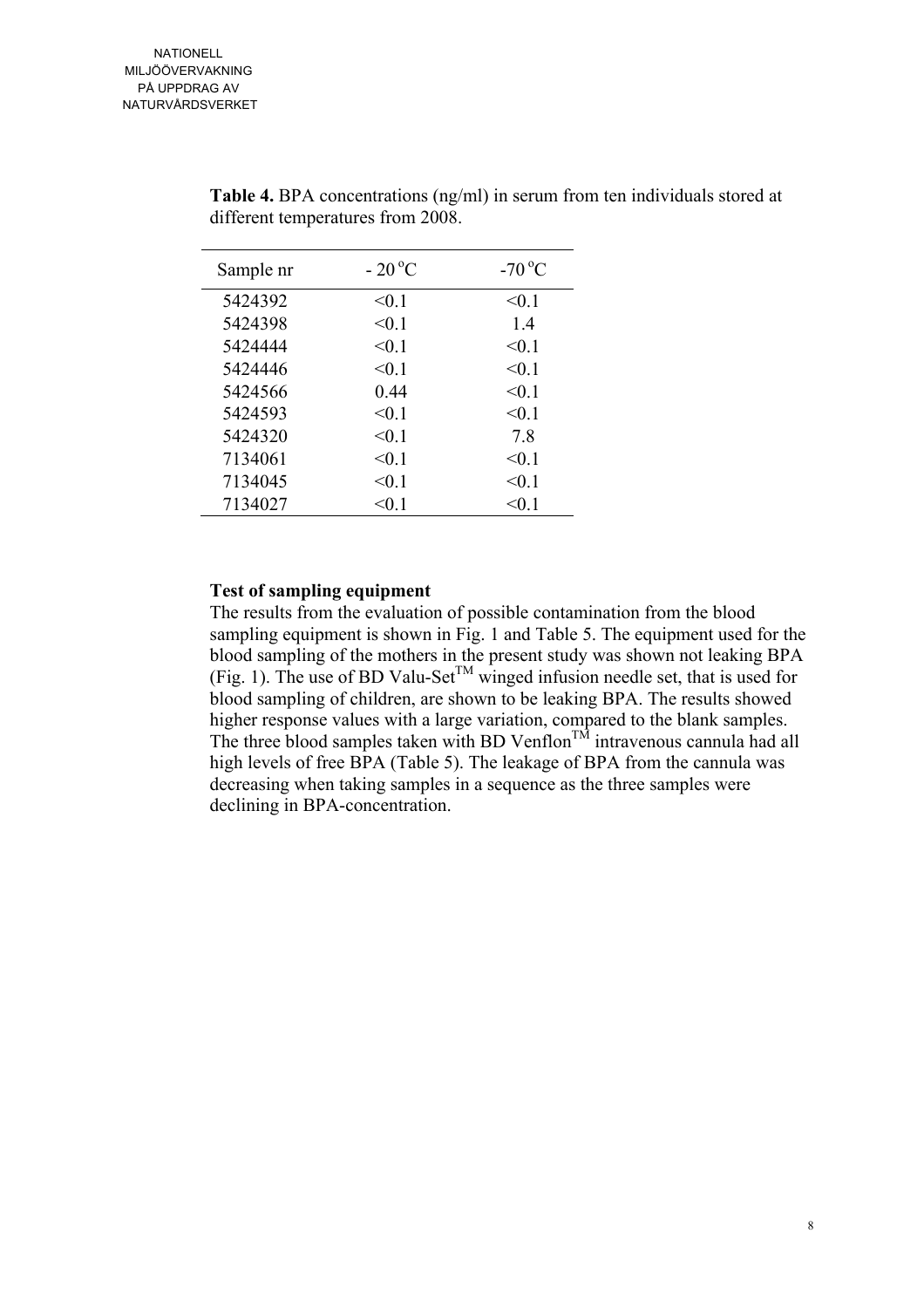**Table 4.** BPA concentrations (ng/ml) in serum from ten individuals stored at different temperatures from 2008.

| Sample nr | - 20 °C | -70 °C |
|---|---|---|
| 5424392 | <0.1 | <0.1 |
| 5424398 | <0.1 | 1.4 |
| 5424444 | <0.1 | <0.1 |
| 5424446 | <0.1 | <0.1 |
| 5424566 | 0.44 | <0.1 |
| 5424593 | <0.1 | <0.1 |
| 5424320 | <0.1 | 7.8 |
| 7134061 | <0.1 | <0.1 |
| 7134045 | <0.1 | <0.1 |
| 7134027 | <0.1 | <0.1 |

**Test of sampling equipment**

The results from the evaluation of possible contamination from the blood sampling equipment is shown in Fig. 1 and Table 5. The equipment used for the blood sampling of the mothers in the present study was shown not leaking BPA (Fig. 1). The use of BD Valu-Set™ winged infusion needle set, that is used for blood sampling of children, are shown to be leaking BPA. The results showed higher response values with a large variation, compared to the blank samples. The three blood samples taken with BD Venflon™ intravenous cannula had all high levels of free BPA (Table 5). The leakage of BPA from the cannula was decreasing when taking samples in a sequence as the three samples were declining in BPA-concentration.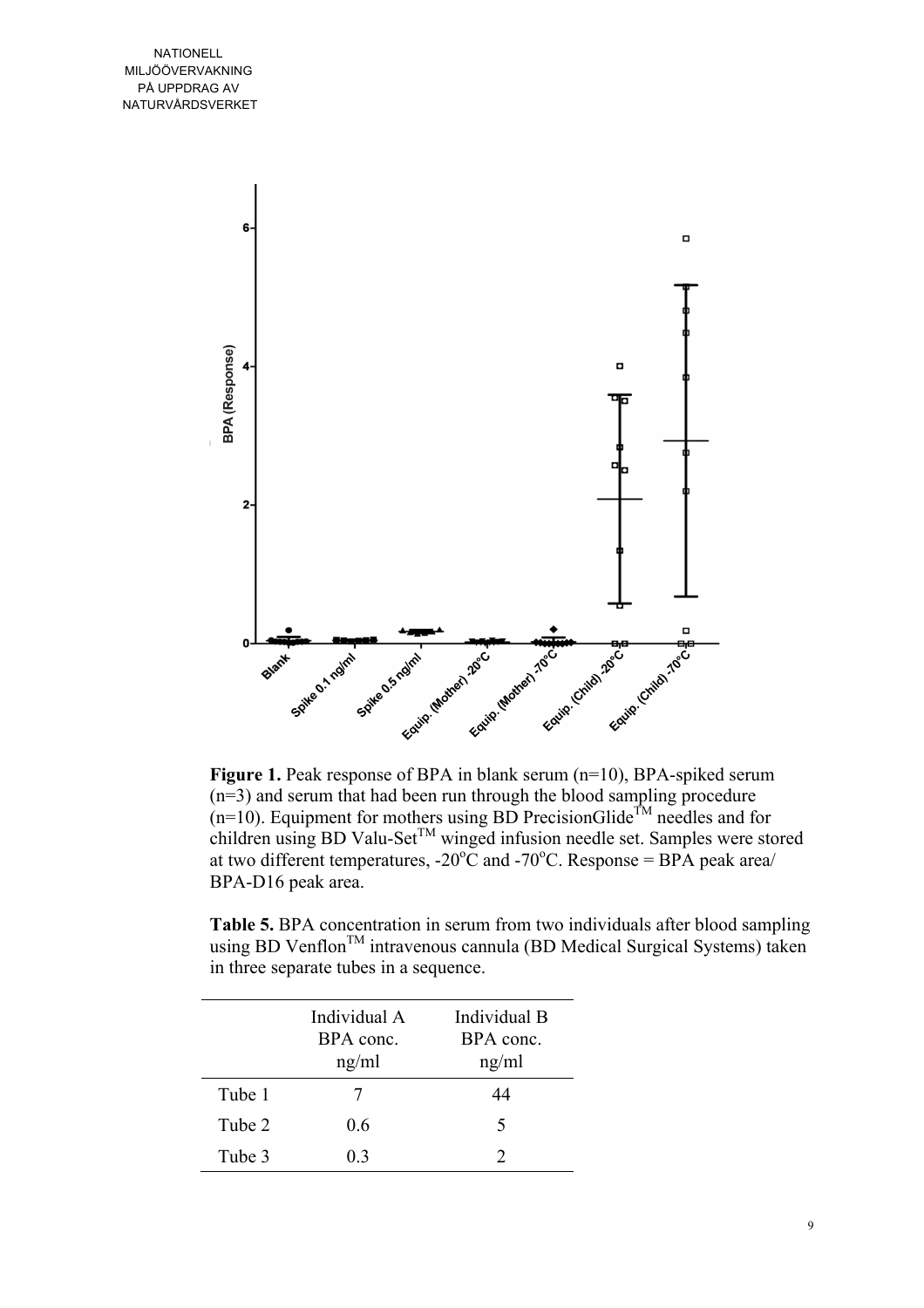**Figure 1.** Peak response of BPA in blank serum (n=10), BPA-spiked serum (n=3) and serum that had been run through the blood sampling procedure (n=10). Equipment for mothers using BD PrecisionGlide™ needles and for children using BD Valu-Set™ winged infusion needle set. Samples were stored at two different temperatures, -20°C and -70°C. Response = BPA peak area/ BPA-D16 peak area.

**Table 5.** BPA concentration in serum from two individuals after blood sampling using BD Venflon™ intravenous cannula (BD Medical Surgical Systems) taken in three separate tubes in a sequence.

| | Individual A BPA conc. ng/ml | Individual B BPA conc. ng/ml |
|---|---|---|
| Tube 1 | 7 | 44 |
| Tube 2 | 0.6 | 5 |
| Tube 3 | 0.3 | 2 |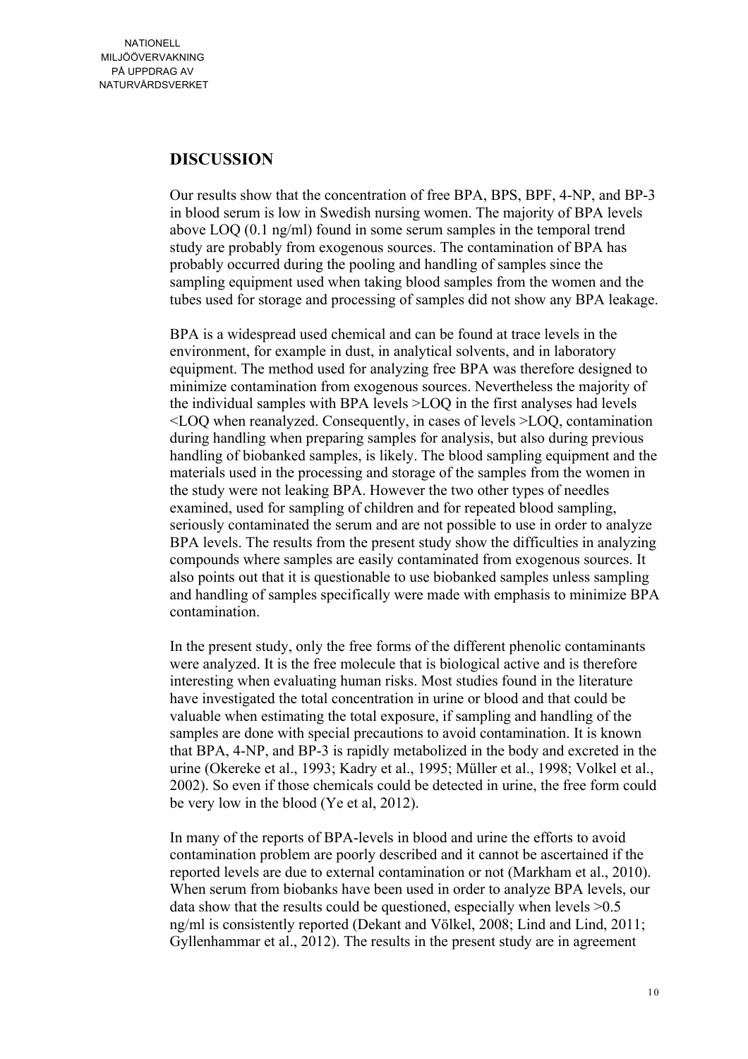## DISCUSSION

Our results show that the concentration of free BPA, BPS, BPF, 4-NP, and BP-3 in blood serum is low in Swedish nursing women. The majority of BPA levels above LOQ (0.1 ng/ml) found in some serum samples in the temporal trend study are probably from exogenous sources. The contamination of BPA has probably occurred during the pooling and handling of samples since the sampling equipment used when taking blood samples from the women and the tubes used for storage and processing of samples did not show any BPA leakage.

BPA is a widespread used chemical and can be found at trace levels in the environment, for example in dust, in analytical solvents, and in laboratory equipment. The method used for analyzing free BPA was therefore designed to minimize contamination from exogenous sources. Nevertheless the majority of the individual samples with BPA levels >LOQ in the first analyses had levels <LOQ when reanalyzed. Consequently, in cases of levels >LOQ, contamination during handling when preparing samples for analysis, but also during previous handling of biobanked samples, is likely. The blood sampling equipment and the materials used in the processing and storage of the samples from the women in the study were not leaking BPA. However the two other types of needles examined, used for sampling of children and for repeated blood sampling, seriously contaminated the serum and are not possible to use in order to analyze BPA levels. The results from the present study show the difficulties in analyzing compounds where samples are easily contaminated from exogenous sources. It also points out that it is questionable to use biobanked samples unless sampling and handling of samples specifically were made with emphasis to minimize BPA contamination.

In the present study, only the free forms of the different phenolic contaminants were analyzed. It is the free molecule that is biological active and is therefore interesting when evaluating human risks. Most studies found in the literature have investigated the total concentration in urine or blood and that could be valuable when estimating the total exposure, if sampling and handling of the samples are done with special precautions to avoid contamination. It is known that BPA, 4-NP, and BP-3 is rapidly metabolized in the body and excreted in the urine (Okereke et al., 1993; Kadry et al., 1995; Müller et al., 1998; Volkel et al., 2002). So even if those chemicals could be detected in urine, the free form could be very low in the blood (Ye et al, 2012).

In many of the reports of BPA-levels in blood and urine the efforts to avoid contamination problem are poorly described and it cannot be ascertained if the reported levels are due to external contamination or not (Markham et al., 2010). When serum from biobanks have been used in order to analyze BPA levels, our data show that the results could be questioned, especially when levels >0.5 ng/ml is consistently reported (Dekant and Völkel, 2008; Lind and Lind, 2011; Gyllenhammar et al., 2012). The results in the present study are in agreement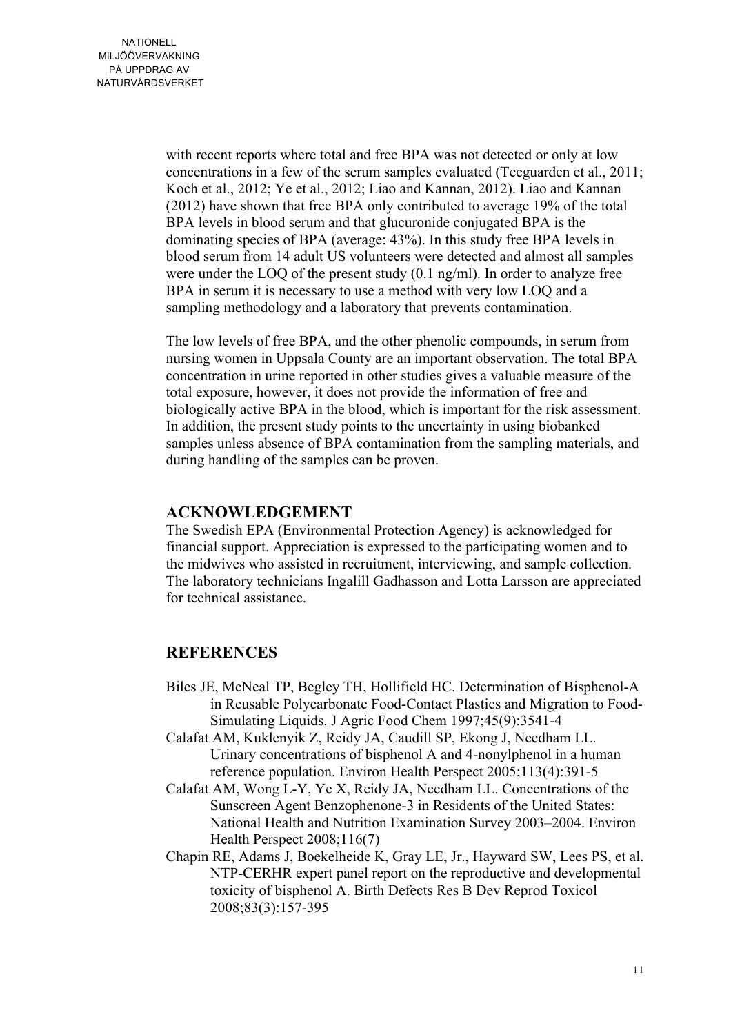with recent reports where total and free BPA was not detected or only at low concentrations in a few of the serum samples evaluated (Teeguarden et al., 2011; Koch et al., 2012; Ye et al., 2012; Liao and Kannan, 2012). Liao and Kannan (2012) have shown that free BPA only contributed to average 19% of the total BPA levels in blood serum and that glucuronide conjugated BPA is the dominating species of BPA (average: 43%). In this study free BPA levels in blood serum from 14 adult US volunteers were detected and almost all samples were under the LOQ of the present study (0.1 ng/ml). In order to analyze free BPA in serum it is necessary to use a method with very low LOQ and a sampling methodology and a laboratory that prevents contamination.

The low levels of free BPA, and the other phenolic compounds, in serum from nursing women in Uppsala County are an important observation. The total BPA concentration in urine reported in other studies gives a valuable measure of the total exposure, however, it does not provide the information of free and biologically active BPA in the blood, which is important for the risk assessment. In addition, the present study points to the uncertainty in using biobanked samples unless absence of BPA contamination from the sampling materials, and during handling of the samples can be proven.

## ACKNOWLEDGEMENT

The Swedish EPA (Environmental Protection Agency) is acknowledged for financial support. Appreciation is expressed to the participating women and to the midwives who assisted in recruitment, interviewing, and sample collection. The laboratory technicians Ingalill Gadhasson and Lotta Larsson are appreciated for technical assistance.

## REFERENCES

Biles JE, McNeal TP, Begley TH, Hollifield HC. Determination of Bisphenol-A in Reusable Polycarbonate Food-Contact Plastics and Migration to Food-Simulating Liquids. J Agric Food Chem 1997;45(9):3541-4

Calafat AM, Kuklenyik Z, Reidy JA, Caudill SP, Ekong J, Needham LL. Urinary concentrations of bisphenol A and 4-nonylphenol in a human reference population. Environ Health Perspect 2005;113(4):391-5

Calafat AM, Wong L-Y, Ye X, Reidy JA, Needham LL. Concentrations of the Sunscreen Agent Benzophenone-3 in Residents of the United States: National Health and Nutrition Examination Survey 2003–2004. Environ Health Perspect 2008;116(7)

Chapin RE, Adams J, Boekelheide K, Gray LE, Jr., Hayward SW, Lees PS, et al. NTP-CERHR expert panel report on the reproductive and developmental toxicity of bisphenol A. Birth Defects Res B Dev Reprod Toxicol 2008;83(3):157-395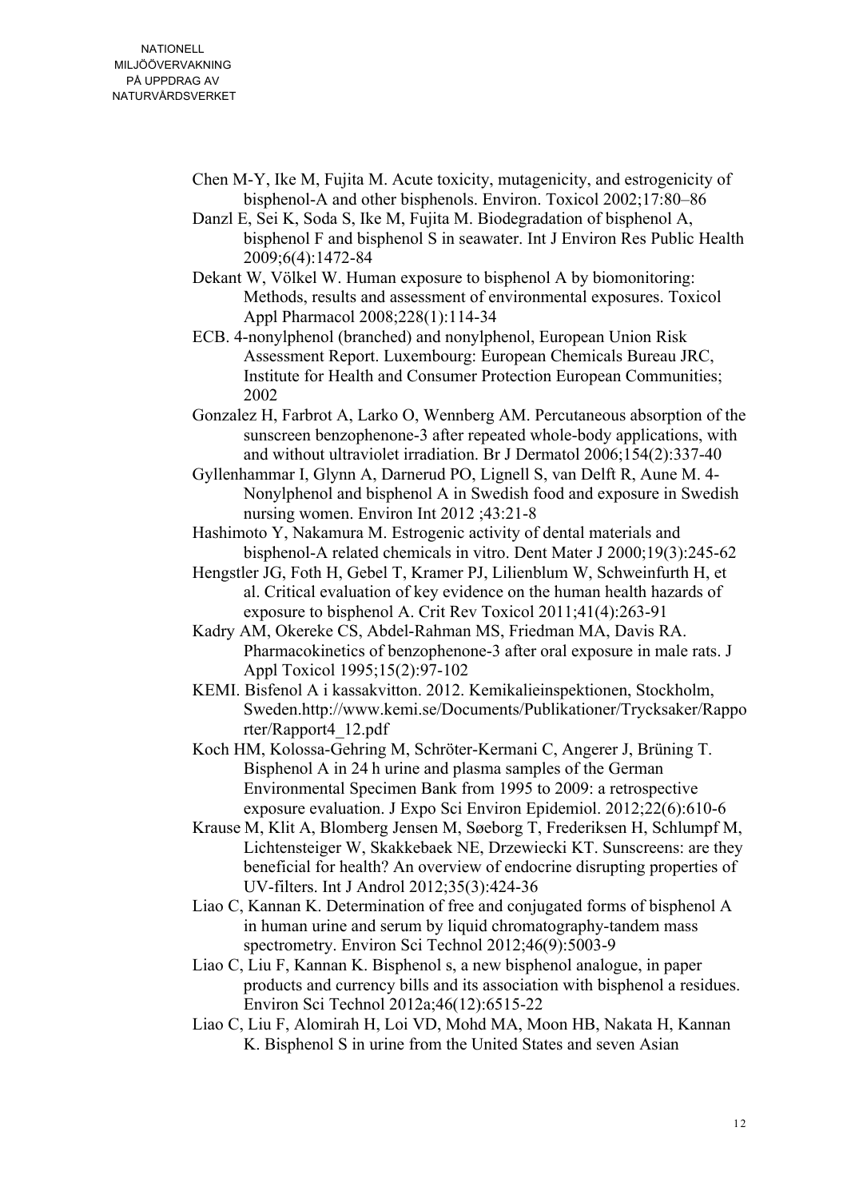Chen M-Y, Ike M, Fujita M. Acute toxicity, mutagenicity, and estrogenicity of bisphenol-A and other bisphenols. Environ. Toxicol 2002;17:80–86

Danzl E, Sei K, Soda S, Ike M, Fujita M. Biodegradation of bisphenol A, bisphenol F and bisphenol S in seawater. Int J Environ Res Public Health 2009;6(4):1472-84

Dekant W, Völkel W. Human exposure to bisphenol A by biomonitoring: Methods, results and assessment of environmental exposures. Toxicol Appl Pharmacol 2008;228(1):114-34

ECB. 4-nonylphenol (branched) and nonylphenol, European Union Risk Assessment Report. Luxembourg: European Chemicals Bureau JRC, Institute for Health and Consumer Protection European Communities; 2002

Gonzalez H, Farbrot A, Larko O, Wennberg AM. Percutaneous absorption of the sunscreen benzophenone-3 after repeated whole-body applications, with and without ultraviolet irradiation. Br J Dermatol 2006;154(2):337-40

Gyllenhammar I, Glynn A, Darnerud PO, Lignell S, van Delft R, Aune M. 4-Nonylphenol and bisphenol A in Swedish food and exposure in Swedish nursing women. Environ Int 2012 ;43:21-8

Hashimoto Y, Nakamura M. Estrogenic activity of dental materials and bisphenol-A related chemicals in vitro. Dent Mater J 2000;19(3):245-62

Hengstler JG, Foth H, Gebel T, Kramer PJ, Lilienblum W, Schweinfurth H, et al. Critical evaluation of key evidence on the human health hazards of exposure to bisphenol A. Crit Rev Toxicol 2011;41(4):263-91

Kadry AM, Okereke CS, Abdel-Rahman MS, Friedman MA, Davis RA. Pharmacokinetics of benzophenone-3 after oral exposure in male rats. J Appl Toxicol 1995;15(2):97-102

KEMI. Bisfenol A i kassakvitton. 2012. Kemikalieinspektionen, Stockholm, Sweden.http://www.kemi.se/Documents/Publikationer/Trycksaker/Rapporter/Rapport4_12.pdf

Koch HM, Kolossa-Gehring M, Schröter-Kermani C, Angerer J, Brüning T. Bisphenol A in 24 h urine and plasma samples of the German Environmental Specimen Bank from 1995 to 2009: a retrospective exposure evaluation. J Expo Sci Environ Epidemiol. 2012;22(6):610-6

Krause M, Klit A, Blomberg Jensen M, Søeborg T, Frederiksen H, Schlumpf M, Lichtensteiger W, Skakkebaek NE, Drzewiecki KT. Sunscreens: are they beneficial for health? An overview of endocrine disrupting properties of UV-filters. Int J Androl 2012;35(3):424-36

Liao C, Kannan K. Determination of free and conjugated forms of bisphenol A in human urine and serum by liquid chromatography-tandem mass spectrometry. Environ Sci Technol 2012;46(9):5003-9

Liao C, Liu F, Kannan K. Bisphenol s, a new bisphenol analogue, in paper products and currency bills and its association with bisphenol a residues. Environ Sci Technol 2012a;46(12):6515-22

Liao C, Liu F, Alomirah H, Loi VD, Mohd MA, Moon HB, Nakata H, Kannan K. Bisphenol S in urine from the United States and seven Asian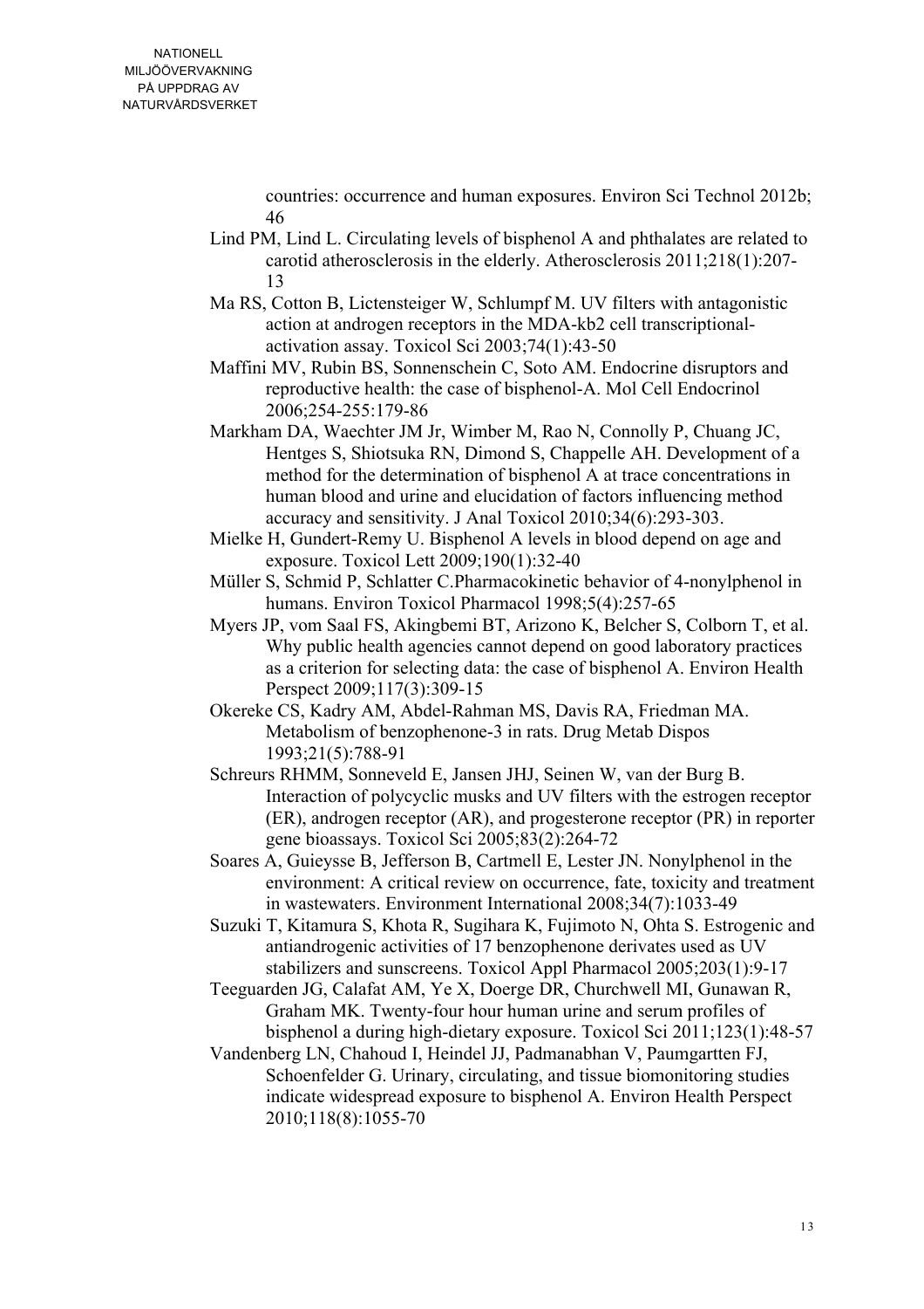countries: occurrence and human exposures. Environ Sci Technol 2012b; 46

Lind PM, Lind L. Circulating levels of bisphenol A and phthalates are related to carotid atherosclerosis in the elderly. Atherosclerosis 2011;218(1):207-13

Ma RS, Cotton B, Lictensteiger W, Schlumpf M. UV filters with antagonistic action at androgen receptors in the MDA-kb2 cell transcriptional-activation assay. Toxicol Sci 2003;74(1):43-50

Maffini MV, Rubin BS, Sonnenschein C, Soto AM. Endocrine disruptors and reproductive health: the case of bisphenol-A. Mol Cell Endocrinol 2006;254-255:179-86

Markham DA, Waechter JM Jr, Wimber M, Rao N, Connolly P, Chuang JC, Hentges S, Shiotsuka RN, Dimond S, Chappelle AH. Development of a method for the determination of bisphenol A at trace concentrations in human blood and urine and elucidation of factors influencing method accuracy and sensitivity. J Anal Toxicol 2010;34(6):293-303.

Mielke H, Gundert-Remy U. Bisphenol A levels in blood depend on age and exposure. Toxicol Lett 2009;190(1):32-40

Müller S, Schmid P, Schlatter C.Pharmacokinetic behavior of 4-nonylphenol in humans. Environ Toxicol Pharmacol 1998;5(4):257-65

Myers JP, vom Saal FS, Akingbemi BT, Arizono K, Belcher S, Colborn T, et al. Why public health agencies cannot depend on good laboratory practices as a criterion for selecting data: the case of bisphenol A. Environ Health Perspect 2009;117(3):309-15

Okereke CS, Kadry AM, Abdel-Rahman MS, Davis RA, Friedman MA. Metabolism of benzophenone-3 in rats. Drug Metab Dispos 1993;21(5):788-91

Schreurs RHMM, Sonneveld E, Jansen JHJ, Seinen W, van der Burg B. Interaction of polycyclic musks and UV filters with the estrogen receptor (ER), androgen receptor (AR), and progesterone receptor (PR) in reporter gene bioassays. Toxicol Sci 2005;83(2):264-72

Soares A, Guieysse B, Jefferson B, Cartmell E, Lester JN. Nonylphenol in the environment: A critical review on occurrence, fate, toxicity and treatment in wastewaters. Environment International 2008;34(7):1033-49

Suzuki T, Kitamura S, Khota R, Sugihara K, Fujimoto N, Ohta S. Estrogenic and antiandrogenic activities of 17 benzophenone derivates used as UV stabilizers and sunscreens. Toxicol Appl Pharmacol 2005;203(1):9-17

Teeguarden JG, Calafat AM, Ye X, Doerge DR, Churchwell MI, Gunawan R, Graham MK. Twenty-four hour human urine and serum profiles of bisphenol a during high-dietary exposure. Toxicol Sci 2011;123(1):48-57

Vandenberg LN, Chahoud I, Heindel JJ, Padmanabhan V, Paumgartten FJ, Schoenfelder G. Urinary, circulating, and tissue biomonitoring studies indicate widespread exposure to bisphenol A. Environ Health Perspect 2010;118(8):1055-70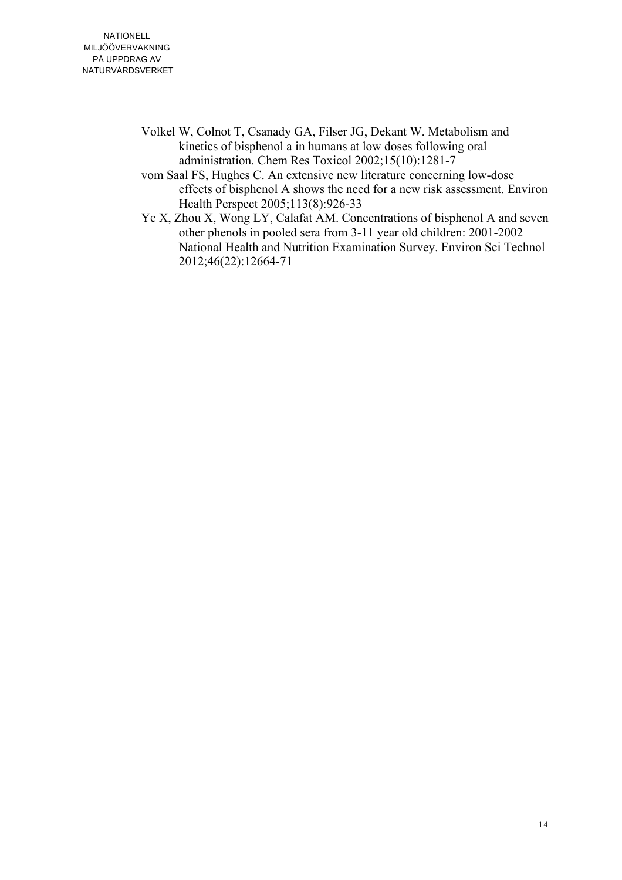Volkel W, Colnot T, Csanady GA, Filser JG, Dekant W. Metabolism and kinetics of bisphenol a in humans at low doses following oral administration. Chem Res Toxicol 2002;15(10):1281-7

vom Saal FS, Hughes C. An extensive new literature concerning low-dose effects of bisphenol A shows the need for a new risk assessment. Environ Health Perspect 2005;113(8):926-33

Ye X, Zhou X, Wong LY, Calafat AM. Concentrations of bisphenol A and seven other phenols in pooled sera from 3-11 year old children: 2001-2002 National Health and Nutrition Examination Survey. Environ Sci Technol 2012;46(22):12664-71